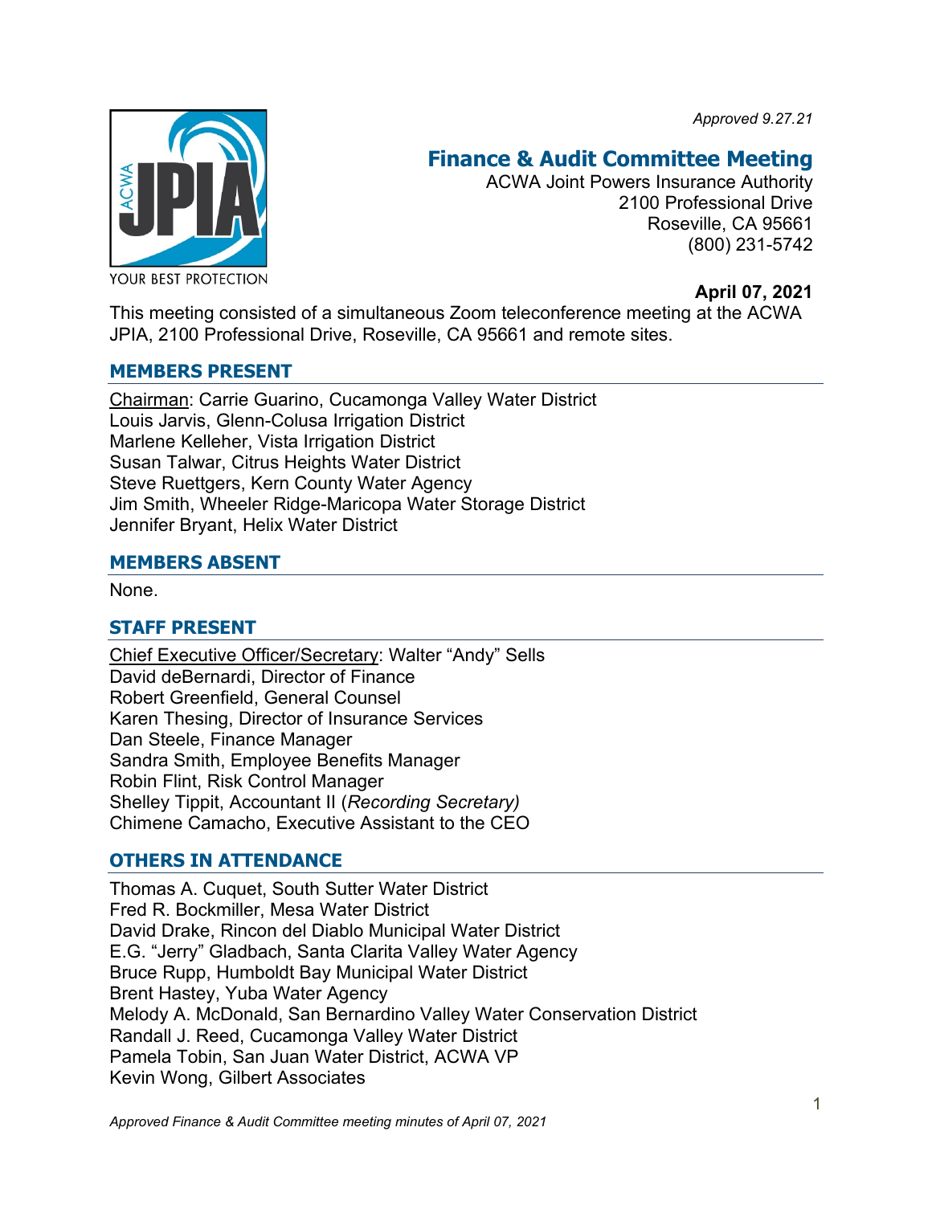*Approved 9.27.21*

YOUR BEST PROTECTION

# Finance & Audit Committee Meeting

ACWA Joint Powers Insurance Authority
2100 Professional Drive
Roseville, CA 95661
(800) 231-5742

**April 07, 2021**

This meeting consisted of a simultaneous Zoom teleconference meeting at the ACWA JPIA, 2100 Professional Drive, Roseville, CA 95661 and remote sites.

## MEMBERS PRESENT

Chairman: Carrie Guarino, Cucamonga Valley Water District
Louis Jarvis, Glenn-Colusa Irrigation District
Marlene Kelleher, Vista Irrigation District
Susan Talwar, Citrus Heights Water District
Steve Ruettgers, Kern County Water Agency
Jim Smith, Wheeler Ridge-Maricopa Water Storage District
Jennifer Bryant, Helix Water District

## MEMBERS ABSENT

None.

## STAFF PRESENT

Chief Executive Officer/Secretary: Walter "Andy" Sells
David deBernardi, Director of Finance
Robert Greenfield, General Counsel
Karen Thesing, Director of Insurance Services
Dan Steele, Finance Manager
Sandra Smith, Employee Benefits Manager
Robin Flint, Risk Control Manager
Shelley Tippit, Accountant II (*Recording Secretary)*
Chimene Camacho, Executive Assistant to the CEO

## OTHERS IN ATTENDANCE

Thomas A. Cuquet, South Sutter Water District
Fred R. Bockmiller, Mesa Water District
David Drake, Rincon del Diablo Municipal Water District
E.G. "Jerry" Gladbach, Santa Clarita Valley Water Agency
Bruce Rupp, Humboldt Bay Municipal Water District
Brent Hastey, Yuba Water Agency
Melody A. McDonald, San Bernardino Valley Water Conservation District
Randall J. Reed, Cucamonga Valley Water District
Pamela Tobin, San Juan Water District, ACWA VP
Kevin Wong, Gilbert Associates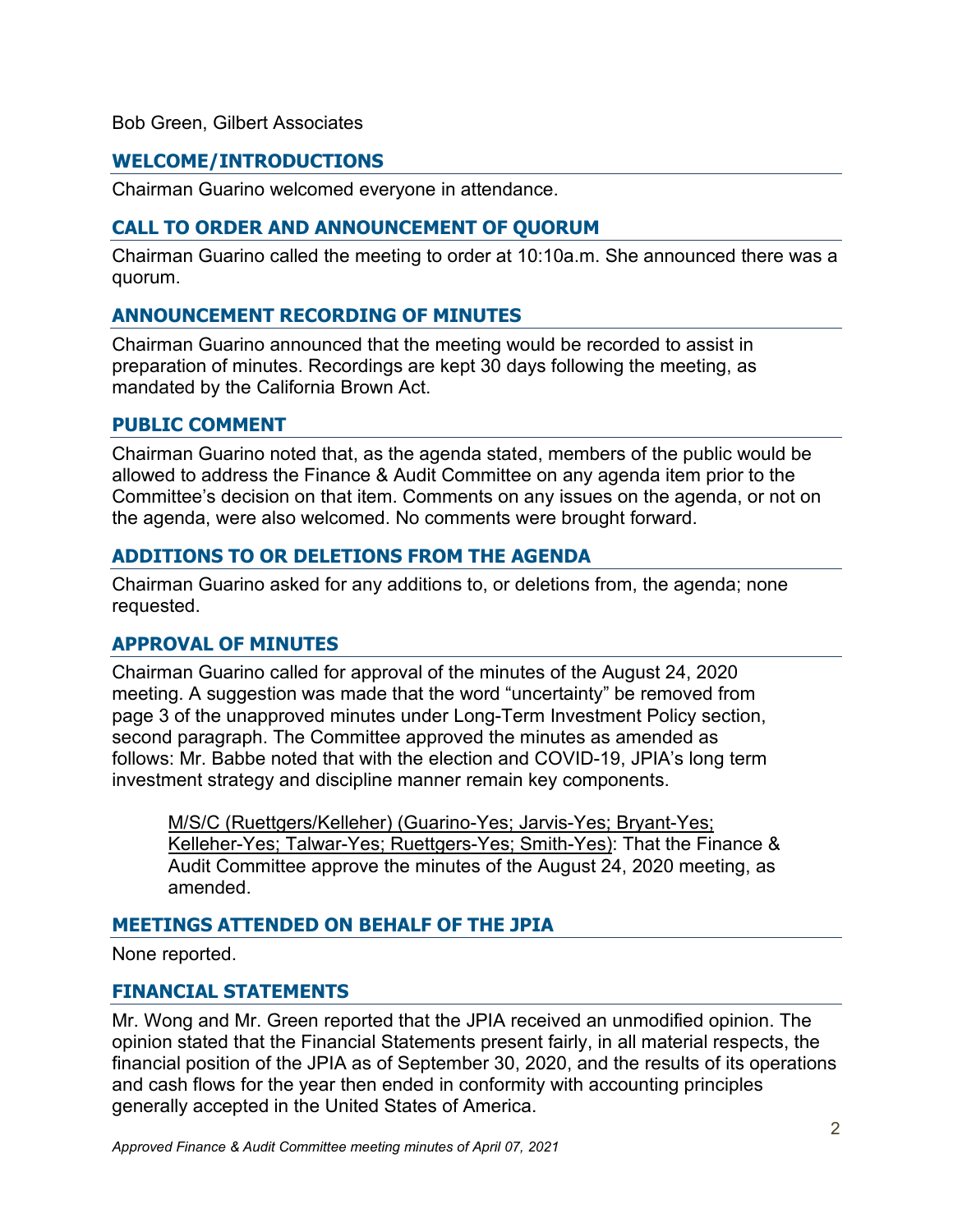Bob Green, Gilbert Associates

## WELCOME/INTRODUCTIONS

Chairman Guarino welcomed everyone in attendance.

## CALL TO ORDER AND ANNOUNCEMENT OF QUORUM

Chairman Guarino called the meeting to order at 10:10a.m. She announced there was a quorum.

## ANNOUNCEMENT RECORDING OF MINUTES

Chairman Guarino announced that the meeting would be recorded to assist in preparation of minutes. Recordings are kept 30 days following the meeting, as mandated by the California Brown Act.

## PUBLIC COMMENT

Chairman Guarino noted that, as the agenda stated, members of the public would be allowed to address the Finance & Audit Committee on any agenda item prior to the Committee's decision on that item. Comments on any issues on the agenda, or not on the agenda, were also welcomed. No comments were brought forward.

## ADDITIONS TO OR DELETIONS FROM THE AGENDA

Chairman Guarino asked for any additions to, or deletions from, the agenda; none requested.

## APPROVAL OF MINUTES

Chairman Guarino called for approval of the minutes of the August 24, 2020 meeting. A suggestion was made that the word "uncertainty" be removed from page 3 of the unapproved minutes under Long-Term Investment Policy section, second paragraph. The Committee approved the minutes as amended as follows: Mr. Babbe noted that with the election and COVID-19, JPIA's long term investment strategy and discipline manner remain key components.

> M/S/C (Ruettgers/Kelleher) (Guarino-Yes; Jarvis-Yes; Bryant-Yes; Kelleher-Yes; Talwar-Yes; Ruettgers-Yes; Smith-Yes): That the Finance & Audit Committee approve the minutes of the August 24, 2020 meeting, as amended.

## MEETINGS ATTENDED ON BEHALF OF THE JPIA

None reported.

## FINANCIAL STATEMENTS

Mr. Wong and Mr. Green reported that the JPIA received an unmodified opinion. The opinion stated that the Financial Statements present fairly, in all material respects, the financial position of the JPIA as of September 30, 2020, and the results of its operations and cash flows for the year then ended in conformity with accounting principles generally accepted in the United States of America.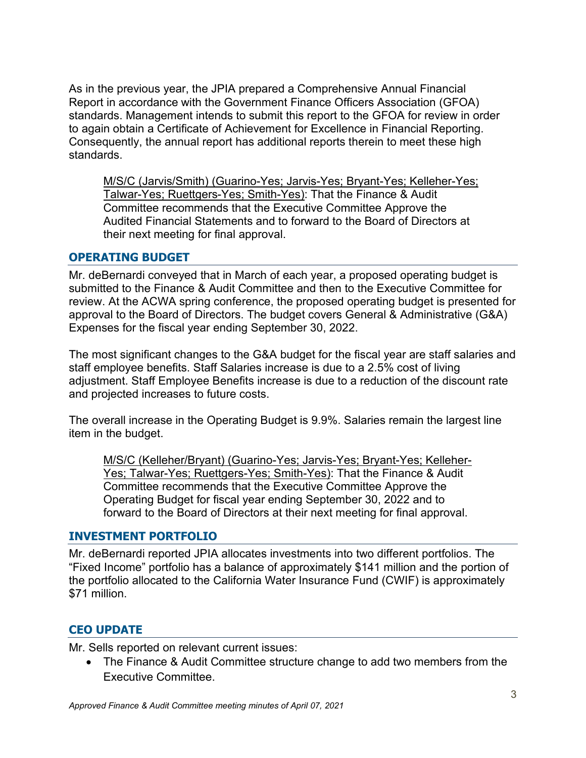As in the previous year, the JPIA prepared a Comprehensive Annual Financial Report in accordance with the Government Finance Officers Association (GFOA) standards. Management intends to submit this report to the GFOA for review in order to again obtain a Certificate of Achievement for Excellence in Financial Reporting. Consequently, the annual report has additional reports therein to meet these high standards.

> M/S/C (Jarvis/Smith) (Guarino-Yes; Jarvis-Yes; Bryant-Yes; Kelleher-Yes; Talwar-Yes; Ruettgers-Yes; Smith-Yes): That the Finance & Audit Committee recommends that the Executive Committee Approve the Audited Financial Statements and to forward to the Board of Directors at their next meeting for final approval.

## OPERATING BUDGET

Mr. deBernardi conveyed that in March of each year, a proposed operating budget is submitted to the Finance & Audit Committee and then to the Executive Committee for review. At the ACWA spring conference, the proposed operating budget is presented for approval to the Board of Directors. The budget covers General & Administrative (G&A) Expenses for the fiscal year ending September 30, 2022.

The most significant changes to the G&A budget for the fiscal year are staff salaries and staff employee benefits. Staff Salaries increase is due to a 2.5% cost of living adjustment. Staff Employee Benefits increase is due to a reduction of the discount rate and projected increases to future costs.

The overall increase in the Operating Budget is 9.9%. Salaries remain the largest line item in the budget.

> M/S/C (Kelleher/Bryant) (Guarino-Yes; Jarvis-Yes; Bryant-Yes; Kelleher-Yes; Talwar-Yes; Ruettgers-Yes; Smith-Yes): That the Finance & Audit Committee recommends that the Executive Committee Approve the Operating Budget for fiscal year ending September 30, 2022 and to forward to the Board of Directors at their next meeting for final approval.

## INVESTMENT PORTFOLIO

Mr. deBernardi reported JPIA allocates investments into two different portfolios. The "Fixed Income" portfolio has a balance of approximately $141 million and the portion of the portfolio allocated to the California Water Insurance Fund (CWIF) is approximately $71 million.

## CEO UPDATE

Mr. Sells reported on relevant current issues:

- The Finance & Audit Committee structure change to add two members from the Executive Committee.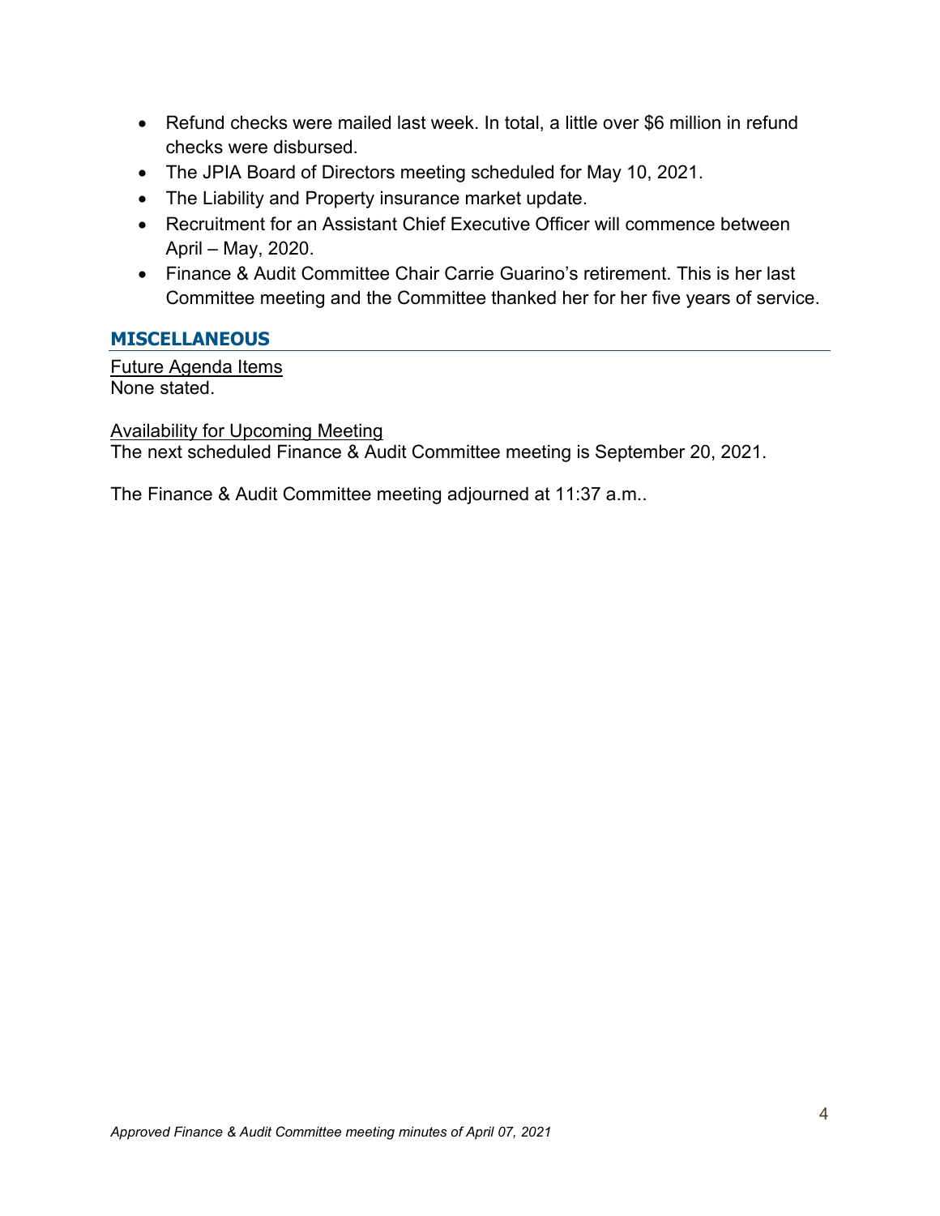- Refund checks were mailed last week. In total, a little over $6 million in refund checks were disbursed.
- The JPIA Board of Directors meeting scheduled for May 10, 2021.
- The Liability and Property insurance market update.
- Recruitment for an Assistant Chief Executive Officer will commence between April – May, 2020.
- Finance & Audit Committee Chair Carrie Guarino's retirement. This is her last Committee meeting and the Committee thanked her for her five years of service.

## MISCELLANEOUS

Future Agenda Items
None stated.

Availability for Upcoming Meeting
The next scheduled Finance & Audit Committee meeting is September 20, 2021.

The Finance & Audit Committee meeting adjourned at 11:37 a.m..